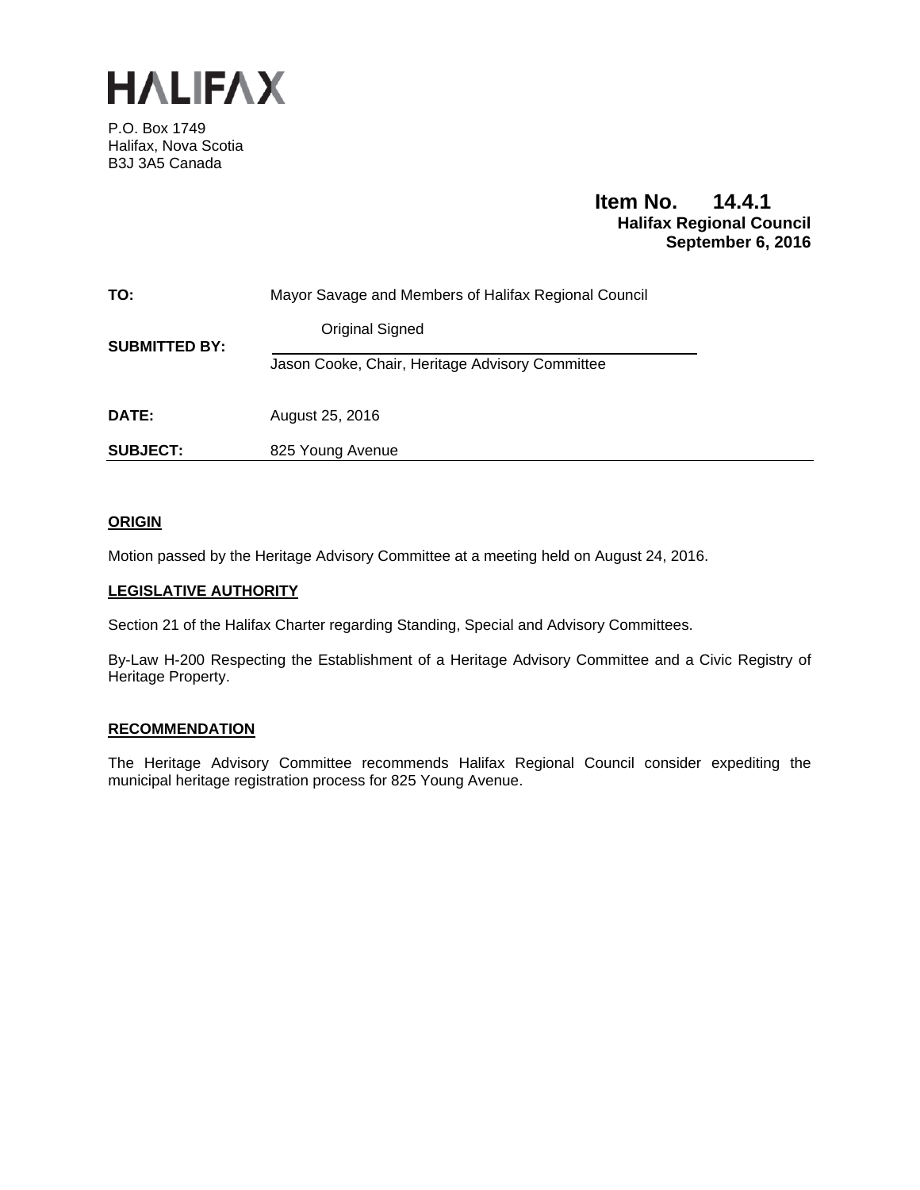# HALIFAX

P.O. Box 1749
Halifax, Nova Scotia
B3J 3A5 Canada

**Item No. 14.4.1**
**Halifax Regional Council**
**September 6, 2016**

| | |
|---|---|
| **TO:** | Mayor Savage and Members of Halifax Regional Council |
| **SUBMITTED BY:** | Original Signed<br>Jason Cooke, Chair, Heritage Advisory Committee |
| **DATE:** | August 25, 2016 |
| **SUBJECT:** | 825 Young Avenue |

## ORIGIN

Motion passed by the Heritage Advisory Committee at a meeting held on August 24, 2016.

## LEGISLATIVE AUTHORITY

Section 21 of the Halifax Charter regarding Standing, Special and Advisory Committees.

By-Law H-200 Respecting the Establishment of a Heritage Advisory Committee and a Civic Registry of Heritage Property.

## RECOMMENDATION

The Heritage Advisory Committee recommends Halifax Regional Council consider expediting the municipal heritage registration process for 825 Young Avenue.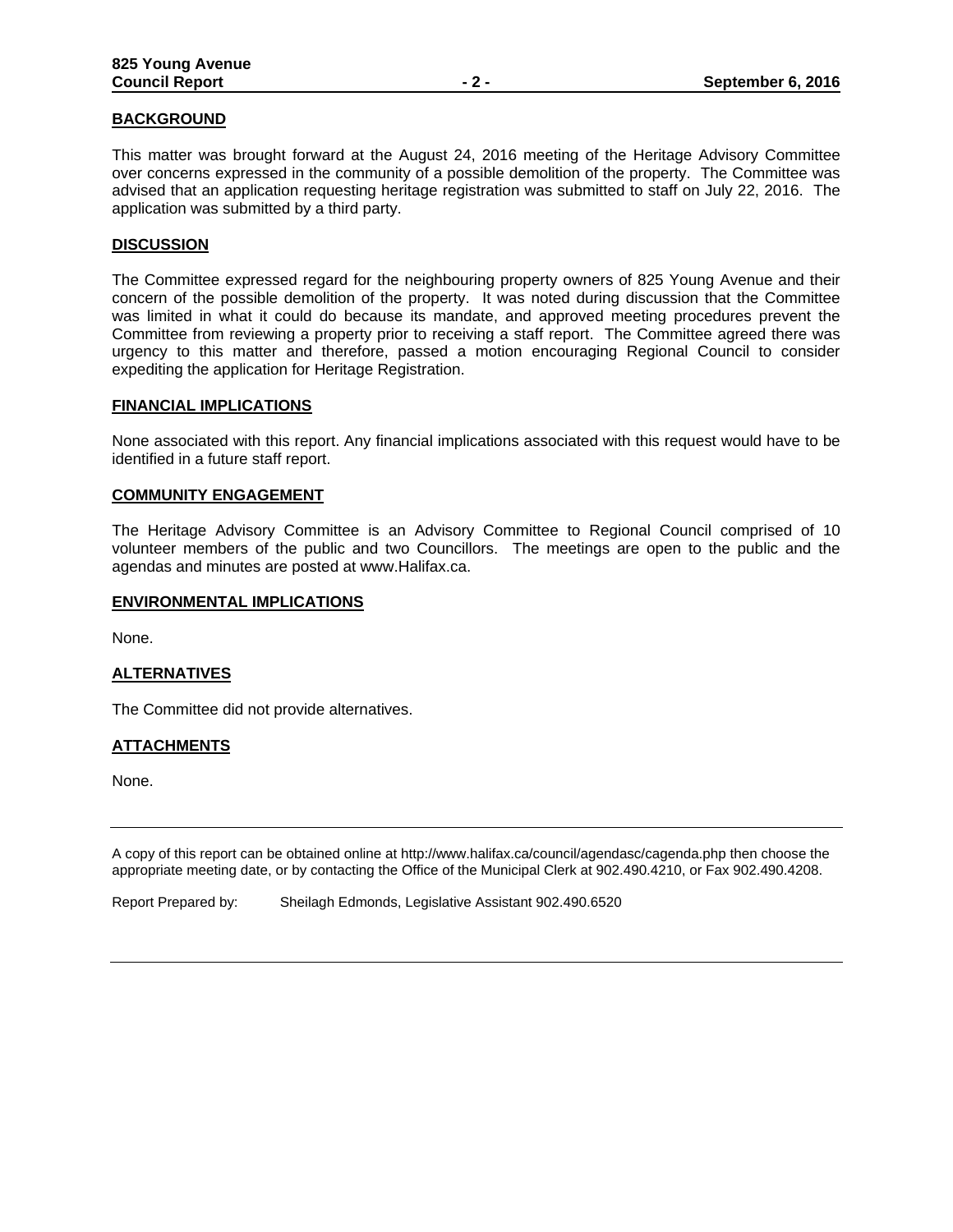## BACKGROUND

This matter was brought forward at the August 24, 2016 meeting of the Heritage Advisory Committee over concerns expressed in the community of a possible demolition of the property. The Committee was advised that an application requesting heritage registration was submitted to staff on July 22, 2016. The application was submitted by a third party.

## DISCUSSION

The Committee expressed regard for the neighbouring property owners of 825 Young Avenue and their concern of the possible demolition of the property. It was noted during discussion that the Committee was limited in what it could do because its mandate, and approved meeting procedures prevent the Committee from reviewing a property prior to receiving a staff report. The Committee agreed there was urgency to this matter and therefore, passed a motion encouraging Regional Council to consider expediting the application for Heritage Registration.

## FINANCIAL IMPLICATIONS

None associated with this report. Any financial implications associated with this request would have to be identified in a future staff report.

## COMMUNITY ENGAGEMENT

The Heritage Advisory Committee is an Advisory Committee to Regional Council comprised of 10 volunteer members of the public and two Councillors. The meetings are open to the public and the agendas and minutes are posted at www.Halifax.ca.

## ENVIRONMENTAL IMPLICATIONS

None.

## ALTERNATIVES

The Committee did not provide alternatives.

## ATTACHMENTS

None.

---

A copy of this report can be obtained online at http://www.halifax.ca/council/agendasc/cagenda.php then choose the appropriate meeting date, or by contacting the Office of the Municipal Clerk at 902.490.4210, or Fax 902.490.4208.

Report Prepared by: Sheilagh Edmonds, Legislative Assistant 902.490.6520

---